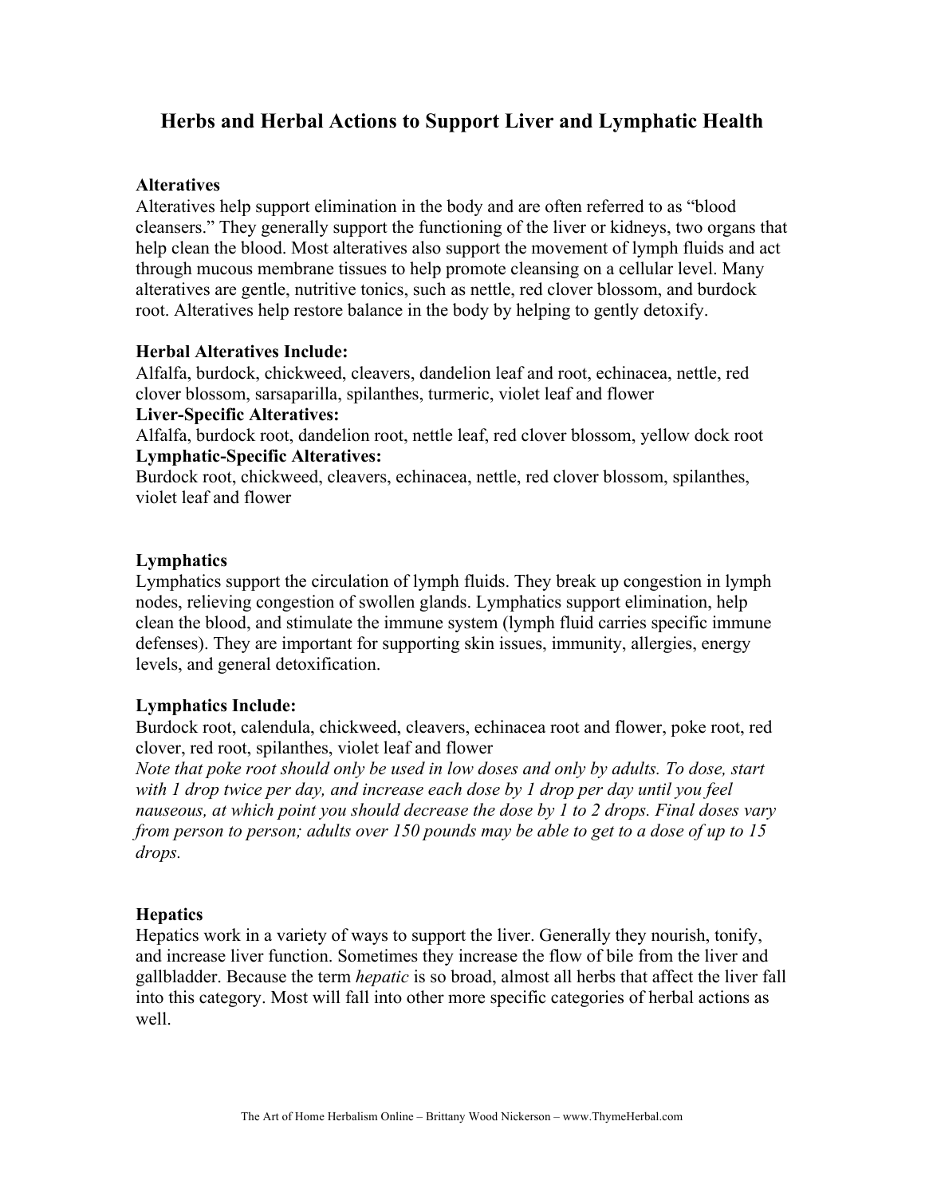# Herbs and Herbal Actions to Support Liver and Lymphatic Health

**Alteratives**

Alteratives help support elimination in the body and are often referred to as "blood cleansers." They generally support the functioning of the liver or kidneys, two organs that help clean the blood. Most alteratives also support the movement of lymph fluids and act through mucous membrane tissues to help promote cleansing on a cellular level. Many alteratives are gentle, nutritive tonics, such as nettle, red clover blossom, and burdock root. Alteratives help restore balance in the body by helping to gently detoxify.

**Herbal Alteratives Include:**

Alfalfa, burdock, chickweed, cleavers, dandelion leaf and root, echinacea, nettle, red clover blossom, sarsaparilla, spilanthes, turmeric, violet leaf and flower

**Liver-Specific Alteratives:**

Alfalfa, burdock root, dandelion root, nettle leaf, red clover blossom, yellow dock root

**Lymphatic-Specific Alteratives:**

Burdock root, chickweed, cleavers, echinacea, nettle, red clover blossom, spilanthes, violet leaf and flower

**Lymphatics**

Lymphatics support the circulation of lymph fluids. They break up congestion in lymph nodes, relieving congestion of swollen glands. Lymphatics support elimination, help clean the blood, and stimulate the immune system (lymph fluid carries specific immune defenses). They are important for supporting skin issues, immunity, allergies, energy levels, and general detoxification.

**Lymphatics Include:**

Burdock root, calendula, chickweed, cleavers, echinacea root and flower, poke root, red clover, red root, spilanthes, violet leaf and flower

*Note that poke root should only be used in low doses and only by adults. To dose, start with 1 drop twice per day, and increase each dose by 1 drop per day until you feel nauseous, at which point you should decrease the dose by 1 to 2 drops. Final doses vary from person to person; adults over 150 pounds may be able to get to a dose of up to 15 drops.*

**Hepatics**

Hepatics work in a variety of ways to support the liver. Generally they nourish, tonify, and increase liver function. Sometimes they increase the flow of bile from the liver and gallbladder. Because the term *hepatic* is so broad, almost all herbs that affect the liver fall into this category. Most will fall into other more specific categories of herbal actions as well.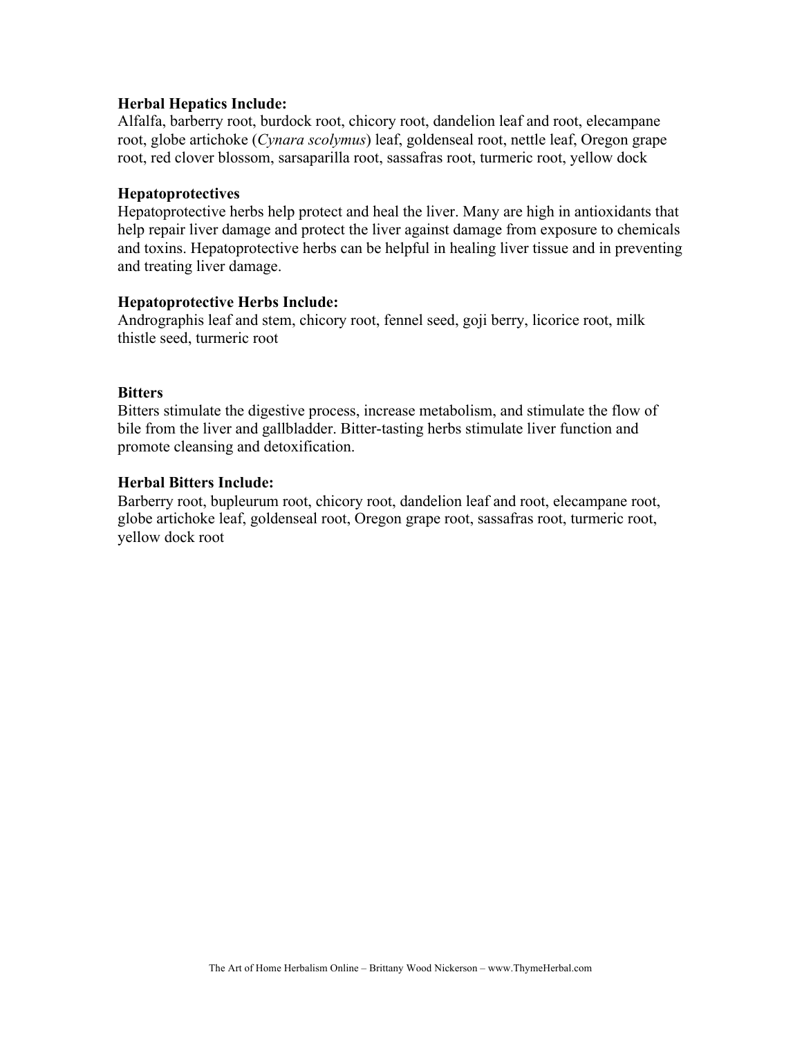**Herbal Hepatics Include:**
Alfalfa, barberry root, burdock root, chicory root, dandelion leaf and root, elecampane root, globe artichoke (*Cynara scolymus*) leaf, goldenseal root, nettle leaf, Oregon grape root, red clover blossom, sarsaparilla root, sassafras root, turmeric root, yellow dock

**Hepatoprotectives**
Hepatoprotective herbs help protect and heal the liver. Many are high in antioxidants that help repair liver damage and protect the liver against damage from exposure to chemicals and toxins. Hepatoprotective herbs can be helpful in healing liver tissue and in preventing and treating liver damage.

**Hepatoprotective Herbs Include:**
Andrographis leaf and stem, chicory root, fennel seed, goji berry, licorice root, milk thistle seed, turmeric root

**Bitters**
Bitters stimulate the digestive process, increase metabolism, and stimulate the flow of bile from the liver and gallbladder. Bitter-tasting herbs stimulate liver function and promote cleansing and detoxification.

**Herbal Bitters Include:**
Barberry root, bupleurum root, chicory root, dandelion leaf and root, elecampane root, globe artichoke leaf, goldenseal root, Oregon grape root, sassafras root, turmeric root, yellow dock root